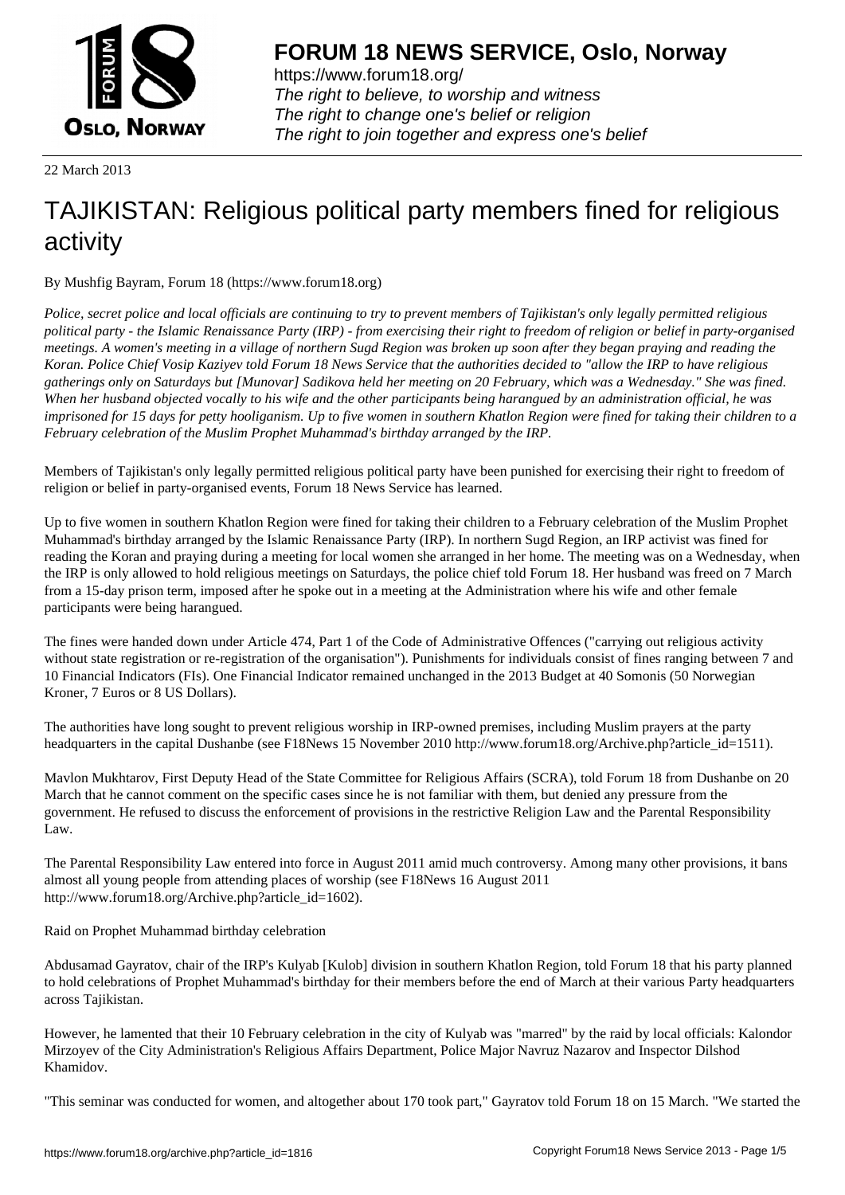22 March 2013

# TAJIKISTAN: Religious political party members fined for religious activity

By Mushfig Bayram, Forum 18 (https://www.forum18.org)

*Police, secret police and local officials are continuing to try to prevent members of Tajikistan's only legally permitted religious political party - the Islamic Renaissance Party (IRP) - from exercising their right to freedom of religion or belief in party-organised meetings. A women's meeting in a village of northern Sugd Region was broken up soon after they began praying and reading the Koran. Police Chief Vosip Kaziyev told Forum 18 News Service that the authorities decided to "allow the IRP to have religious gatherings only on Saturdays but [Munovar] Sadikova held her meeting on 20 February, which was a Wednesday." She was fined. When her husband objected vocally to his wife and the other participants being harangued by an administration official, he was imprisoned for 15 days for petty hooliganism. Up to five women in southern Khatlon Region were fined for taking their children to a February celebration of the Muslim Prophet Muhammad's birthday arranged by the IRP.*

Members of Tajikistan's only legally permitted religious political party have been punished for exercising their right to freedom of religion or belief in party-organised events, Forum 18 News Service has learned.

Up to five women in southern Khatlon Region were fined for taking their children to a February celebration of the Muslim Prophet Muhammad's birthday arranged by the Islamic Renaissance Party (IRP). In northern Sugd Region, an IRP activist was fined for reading the Koran and praying during a meeting for local women she arranged in her home. The meeting was on a Wednesday, when the IRP is only allowed to hold religious meetings on Saturdays, the police chief told Forum 18. Her husband was freed on 7 March from a 15-day prison term, imposed after he spoke out in a meeting at the Administration where his wife and other female participants were being harangued.

The fines were handed down under Article 474, Part 1 of the Code of Administrative Offences ("carrying out religious activity without state registration or re-registration of the organisation"). Punishments for individuals consist of fines ranging between 7 and 10 Financial Indicators (FIs). One Financial Indicator remained unchanged in the 2013 Budget at 40 Somonis (50 Norwegian Kroner, 7 Euros or 8 US Dollars).

The authorities have long sought to prevent religious worship in IRP-owned premises, including Muslim prayers at the party headquarters in the capital Dushanbe (see F18News 15 November 2010 http://www.forum18.org/Archive.php?article_id=1511).

Mavlon Mukhtarov, First Deputy Head of the State Committee for Religious Affairs (SCRA), told Forum 18 from Dushanbe on 20 March that he cannot comment on the specific cases since he is not familiar with them, but denied any pressure from the government. He refused to discuss the enforcement of provisions in the restrictive Religion Law and the Parental Responsibility Law.

The Parental Responsibility Law entered into force in August 2011 amid much controversy. Among many other provisions, it bans almost all young people from attending places of worship (see F18News 16 August 2011 http://www.forum18.org/Archive.php?article_id=1602).

## Raid on Prophet Muhammad birthday celebration

Abdusamad Gayratov, chair of the IRP's Kulyab [Kulob] division in southern Khatlon Region, told Forum 18 that his party planned to hold celebrations of Prophet Muhammad's birthday for their members before the end of March at their various Party headquarters across Tajikistan.

However, he lamented that their 10 February celebration in the city of Kulyab was "marred" by the raid by local officials: Kalondor Mirzoyev of the City Administration's Religious Affairs Department, Police Major Navruz Nazarov and Inspector Dilshod Khamidov.

"This seminar was conducted for women, and altogether about 170 took part," Gayratov told Forum 18 on 15 March. "We started the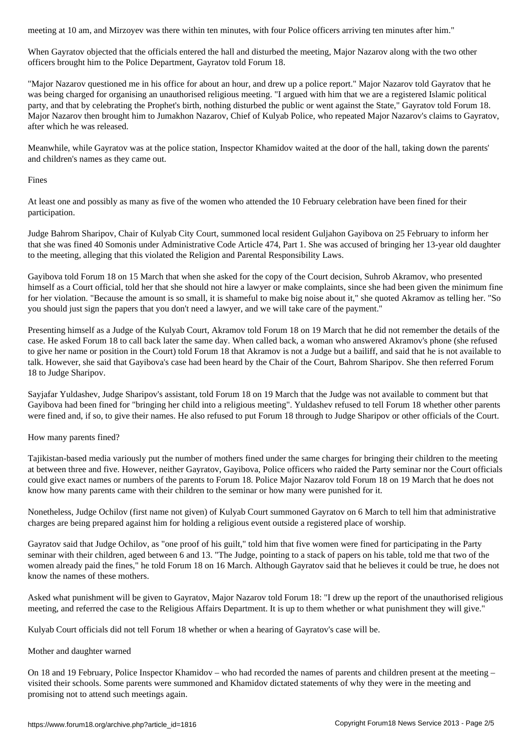meeting at 10 am, and Mirzoyev was there within ten minutes, with four Police officers arriving ten minutes after him."

When Gayratov objected that the officials entered the hall and disturbed the meeting, Major Nazarov along with the two other officers brought him to the Police Department, Gayratov told Forum 18.

"Major Nazarov questioned me in his office for about an hour, and drew up a police report." Major Nazarov told Gayratov that he was being charged for organising an unauthorised religious meeting. "I argued with him that we are a registered Islamic political party, and that by celebrating the Prophet's birth, nothing disturbed the public or went against the State," Gayratov told Forum 18. Major Nazarov then brought him to Jumakhon Nazarov, Chief of Kulyab Police, who repeated Major Nazarov's claims to Gayratov, after which he was released.

Meanwhile, while Gayratov was at the police station, Inspector Khamidov waited at the door of the hall, taking down the parents' and children's names as they came out.

## Fines

At least one and possibly as many as five of the women who attended the 10 February celebration have been fined for their participation.

Judge Bahrom Sharipov, Chair of Kulyab City Court, summoned local resident Guljahon Gayibova on 25 February to inform her that she was fined 40 Somonis under Administrative Code Article 474, Part 1. She was accused of bringing her 13-year old daughter to the meeting, alleging that this violated the Religion and Parental Responsibility Laws.

Gayibova told Forum 18 on 15 March that when she asked for the copy of the Court decision, Suhrob Akramov, who presented himself as a Court official, told her that she should not hire a lawyer or make complaints, since she had been given the minimum fine for her violation. "Because the amount is so small, it is shameful to make big noise about it," she quoted Akramov as telling her. "So you should just sign the papers that you don't need a lawyer, and we will take care of the payment."

Presenting himself as a Judge of the Kulyab Court, Akramov told Forum 18 on 19 March that he did not remember the details of the case. He asked Forum 18 to call back later the same day. When called back, a woman who answered Akramov's phone (she refused to give her name or position in the Court) told Forum 18 that Akramov is not a Judge but a bailiff, and said that he is not available to talk. However, she said that Gayibova's case had been heard by the Chair of the Court, Bahrom Sharipov. She then referred Forum 18 to Judge Sharipov.

Sayjafar Yuldashev, Judge Sharipov's assistant, told Forum 18 on 19 March that the Judge was not available to comment but that Gayibova had been fined for "bringing her child into a religious meeting". Yuldashev refused to tell Forum 18 whether other parents were fined and, if so, to give their names. He also refused to put Forum 18 through to Judge Sharipov or other officials of the Court.

## How many parents fined?

Tajikistan-based media variously put the number of mothers fined under the same charges for bringing their children to the meeting at between three and five. However, neither Gayratov, Gayibova, Police officers who raided the Party seminar nor the Court officials could give exact names or numbers of the parents to Forum 18. Police Major Nazarov told Forum 18 on 19 March that he does not know how many parents came with their children to the seminar or how many were punished for it.

Nonetheless, Judge Ochilov (first name not given) of Kulyab Court summoned Gayratov on 6 March to tell him that administrative charges are being prepared against him for holding a religious event outside a registered place of worship.

Gayratov said that Judge Ochilov, as "one proof of his guilt," told him that five women were fined for participating in the Party seminar with their children, aged between 6 and 13. "The Judge, pointing to a stack of papers on his table, told me that two of the women already paid the fines," he told Forum 18 on 16 March. Although Gayratov said that he believes it could be true, he does not know the names of these mothers.

Asked what punishment will be given to Gayratov, Major Nazarov told Forum 18: "I drew up the report of the unauthorised religious meeting, and referred the case to the Religious Affairs Department. It is up to them whether or what punishment they will give."

Kulyab Court officials did not tell Forum 18 whether or when a hearing of Gayratov's case will be.

## Mother and daughter warned

On 18 and 19 February, Police Inspector Khamidov – who had recorded the names of parents and children present at the meeting – visited their schools. Some parents were summoned and Khamidov dictated statements of why they were in the meeting and promising not to attend such meetings again.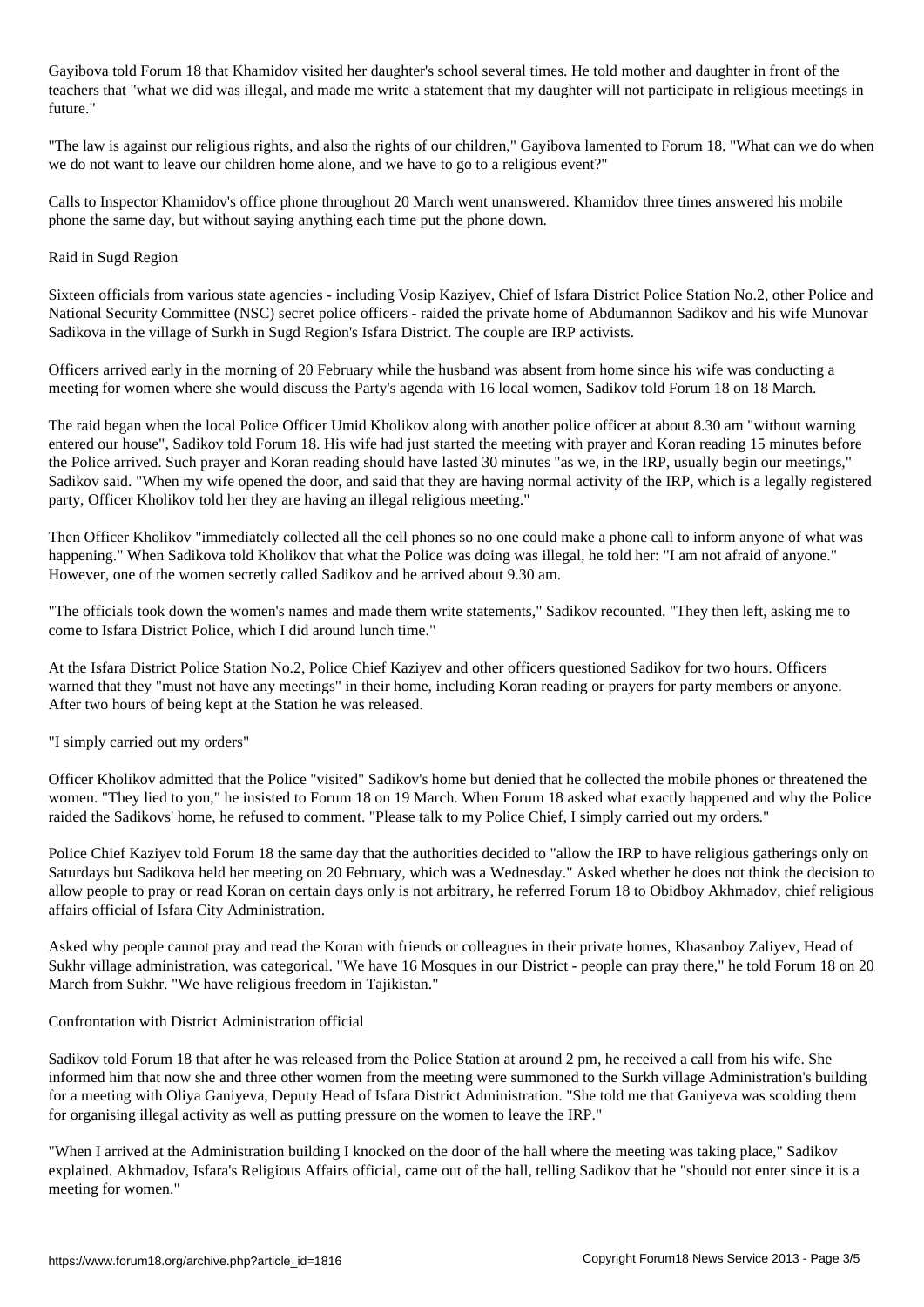Gayibova told Forum 18 that Khamidov visited her daughter's school several times. He told mother and daughter in front of the teachers that "what we did was illegal, and made me write a statement that my daughter will not participate in religious meetings in future."

"The law is against our religious rights, and also the rights of our children," Gayibova lamented to Forum 18. "What can we do when we do not want to leave our children home alone, and we have to go to a religious event?"

Calls to Inspector Khamidov's office phone throughout 20 March went unanswered. Khamidov three times answered his mobile phone the same day, but without saying anything each time put the phone down.

## Raid in Sugd Region

Sixteen officials from various state agencies - including Vosip Kaziyev, Chief of Isfara District Police Station No.2, other Police and National Security Committee (NSC) secret police officers - raided the private home of Abdumannon Sadikov and his wife Munovar Sadikova in the village of Surkh in Sugd Region's Isfara District. The couple are IRP activists.

Officers arrived early in the morning of 20 February while the husband was absent from home since his wife was conducting a meeting for women where she would discuss the Party's agenda with 16 local women, Sadikov told Forum 18 on 18 March.

The raid began when the local Police Officer Umid Kholikov along with another police officer at about 8.30 am "without warning entered our house", Sadikov told Forum 18. His wife had just started the meeting with prayer and Koran reading 15 minutes before the Police arrived. Such prayer and Koran reading should have lasted 30 minutes "as we, in the IRP, usually begin our meetings," Sadikov said. "When my wife opened the door, and said that they are having normal activity of the IRP, which is a legally registered party, Officer Kholikov told her they are having an illegal religious meeting."

Then Officer Kholikov "immediately collected all the cell phones so no one could make a phone call to inform anyone of what was happening." When Sadikova told Kholikov that what the Police was doing was illegal, he told her: "I am not afraid of anyone." However, one of the women secretly called Sadikov and he arrived about 9.30 am.

"The officials took down the women's names and made them write statements," Sadikov recounted. "They then left, asking me to come to Isfara District Police, which I did around lunch time."

At the Isfara District Police Station No.2, Police Chief Kaziyev and other officers questioned Sadikov for two hours. Officers warned that they "must not have any meetings" in their home, including Koran reading or prayers for party members or anyone. After two hours of being kept at the Station he was released.

## "I simply carried out my orders"

Officer Kholikov admitted that the Police "visited" Sadikov's home but denied that he collected the mobile phones or threatened the women. "They lied to you," he insisted to Forum 18 on 19 March. When Forum 18 asked what exactly happened and why the Police raided the Sadikovs' home, he refused to comment. "Please talk to my Police Chief, I simply carried out my orders."

Police Chief Kaziyev told Forum 18 the same day that the authorities decided to "allow the IRP to have religious gatherings only on Saturdays but Sadikova held her meeting on 20 February, which was a Wednesday." Asked whether he does not think the decision to allow people to pray or read Koran on certain days only is not arbitrary, he referred Forum 18 to Obidboy Akhmadov, chief religious affairs official of Isfara City Administration.

Asked why people cannot pray and read the Koran with friends or colleagues in their private homes, Khasanboy Zaliyev, Head of Sukhr village administration, was categorical. "We have 16 Mosques in our District - people can pray there," he told Forum 18 on 20 March from Sukhr. "We have religious freedom in Tajikistan."

## Confrontation with District Administration official

Sadikov told Forum 18 that after he was released from the Police Station at around 2 pm, he received a call from his wife. She informed him that now she and three other women from the meeting were summoned to the Surkh village Administration's building for a meeting with Oliya Ganiyeva, Deputy Head of Isfara District Administration. "She told me that Ganiyeva was scolding them for organising illegal activity as well as putting pressure on the women to leave the IRP."

"When I arrived at the Administration building I knocked on the door of the hall where the meeting was taking place," Sadikov explained. Akhmadov, Isfara's Religious Affairs official, came out of the hall, telling Sadikov that he "should not enter since it is a meeting for women."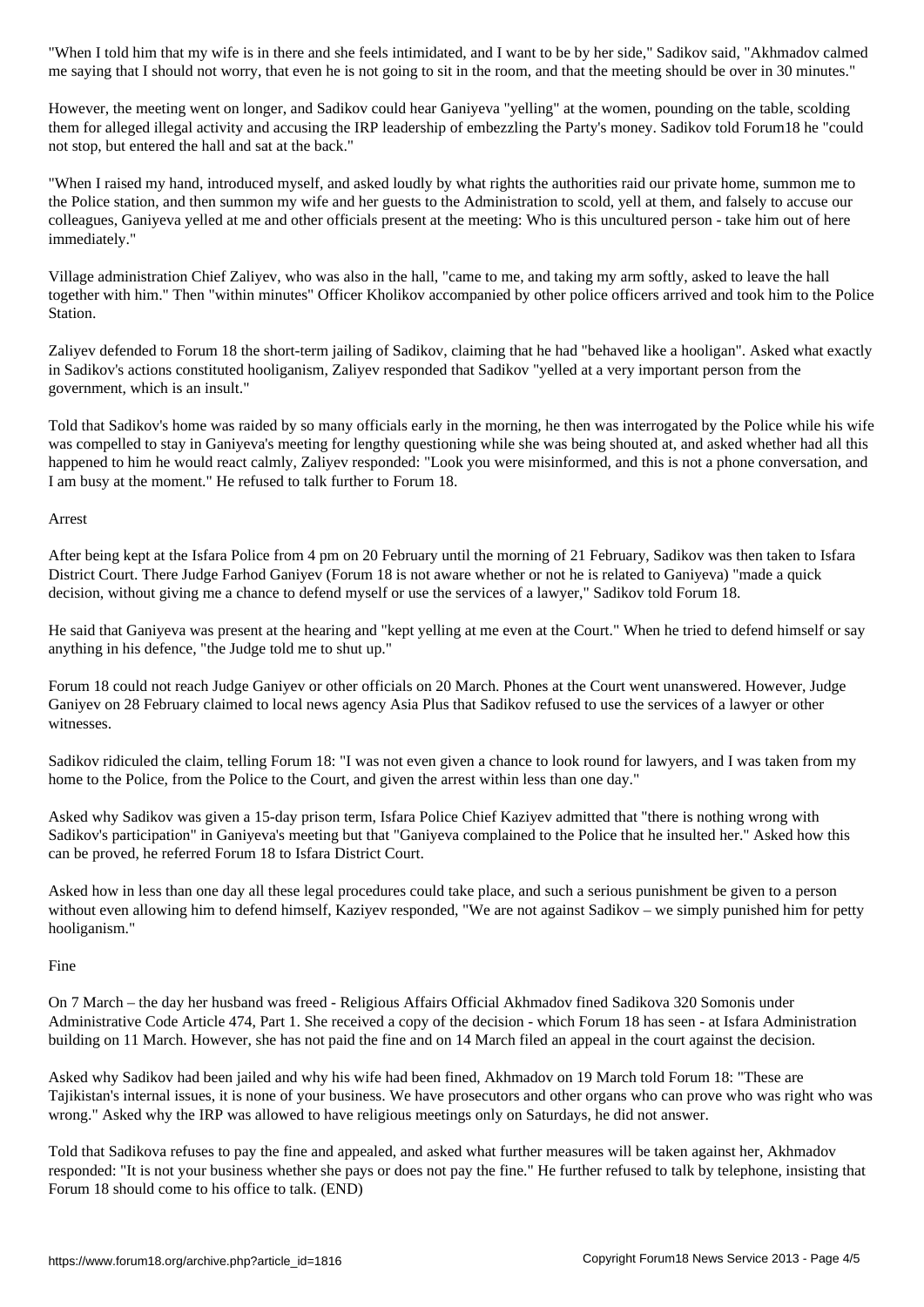"When I told him that my wife is in there and she feels intimidated, and I want to be by her side," Sadikov said, "Akhmadov calmed me saying that I should not worry, that even he is not going to sit in the room, and that the meeting should be over in 30 minutes."

However, the meeting went on longer, and Sadikov could hear Ganiyeva "yelling" at the women, pounding on the table, scolding them for alleged illegal activity and accusing the IRP leadership of embezzling the Party's money. Sadikov told Forum18 he "could not stop, but entered the hall and sat at the back."

"When I raised my hand, introduced myself, and asked loudly by what rights the authorities raid our private home, summon me to the Police station, and then summon my wife and her guests to the Administration to scold, yell at them, and falsely to accuse our colleagues, Ganiyeva yelled at me and other officials present at the meeting: Who is this uncultured person - take him out of here immediately."

Village administration Chief Zaliyev, who was also in the hall, "came to me, and taking my arm softly, asked to leave the hall together with him." Then "within minutes" Officer Kholikov accompanied by other police officers arrived and took him to the Police Station.

Zaliyev defended to Forum 18 the short-term jailing of Sadikov, claiming that he had "behaved like a hooligan". Asked what exactly in Sadikov's actions constituted hooliganism, Zaliyev responded that Sadikov "yelled at a very important person from the government, which is an insult."

Told that Sadikov's home was raided by so many officials early in the morning, he then was interrogated by the Police while his wife was compelled to stay in Ganiyeva's meeting for lengthy questioning while she was being shouted at, and asked whether had all this happened to him he would react calmly, Zaliyev responded: "Look you were misinformed, and this is not a phone conversation, and I am busy at the moment." He refused to talk further to Forum 18.

## Arrest

After being kept at the Isfara Police from 4 pm on 20 February until the morning of 21 February, Sadikov was then taken to Isfara District Court. There Judge Farhod Ganiyev (Forum 18 is not aware whether or not he is related to Ganiyeva) "made a quick decision, without giving me a chance to defend myself or use the services of a lawyer," Sadikov told Forum 18.

He said that Ganiyeva was present at the hearing and "kept yelling at me even at the Court." When he tried to defend himself or say anything in his defence, "the Judge told me to shut up."

Forum 18 could not reach Judge Ganiyev or other officials on 20 March. Phones at the Court went unanswered. However, Judge Ganiyev on 28 February claimed to local news agency Asia Plus that Sadikov refused to use the services of a lawyer or other witnesses.

Sadikov ridiculed the claim, telling Forum 18: "I was not even given a chance to look round for lawyers, and I was taken from my home to the Police, from the Police to the Court, and given the arrest within less than one day."

Asked why Sadikov was given a 15-day prison term, Isfara Police Chief Kaziyev admitted that "there is nothing wrong with Sadikov's participation" in Ganiyeva's meeting but that "Ganiyeva complained to the Police that he insulted her." Asked how this can be proved, he referred Forum 18 to Isfara District Court.

Asked how in less than one day all these legal procedures could take place, and such a serious punishment be given to a person without even allowing him to defend himself, Kaziyev responded, "We are not against Sadikov – we simply punished him for petty hooliganism."

## Fine

On 7 March – the day her husband was freed - Religious Affairs Official Akhmadov fined Sadikova 320 Somonis under Administrative Code Article 474, Part 1. She received a copy of the decision - which Forum 18 has seen - at Isfara Administration building on 11 March. However, she has not paid the fine and on 14 March filed an appeal in the court against the decision.

Asked why Sadikov had been jailed and why his wife had been fined, Akhmadov on 19 March told Forum 18: "These are Tajikistan's internal issues, it is none of your business. We have prosecutors and other organs who can prove who was right who was wrong." Asked why the IRP was allowed to have religious meetings only on Saturdays, he did not answer.

Told that Sadikova refuses to pay the fine and appealed, and asked what further measures will be taken against her, Akhmadov responded: "It is not your business whether she pays or does not pay the fine." He further refused to talk by telephone, insisting that Forum 18 should come to his office to talk. (END)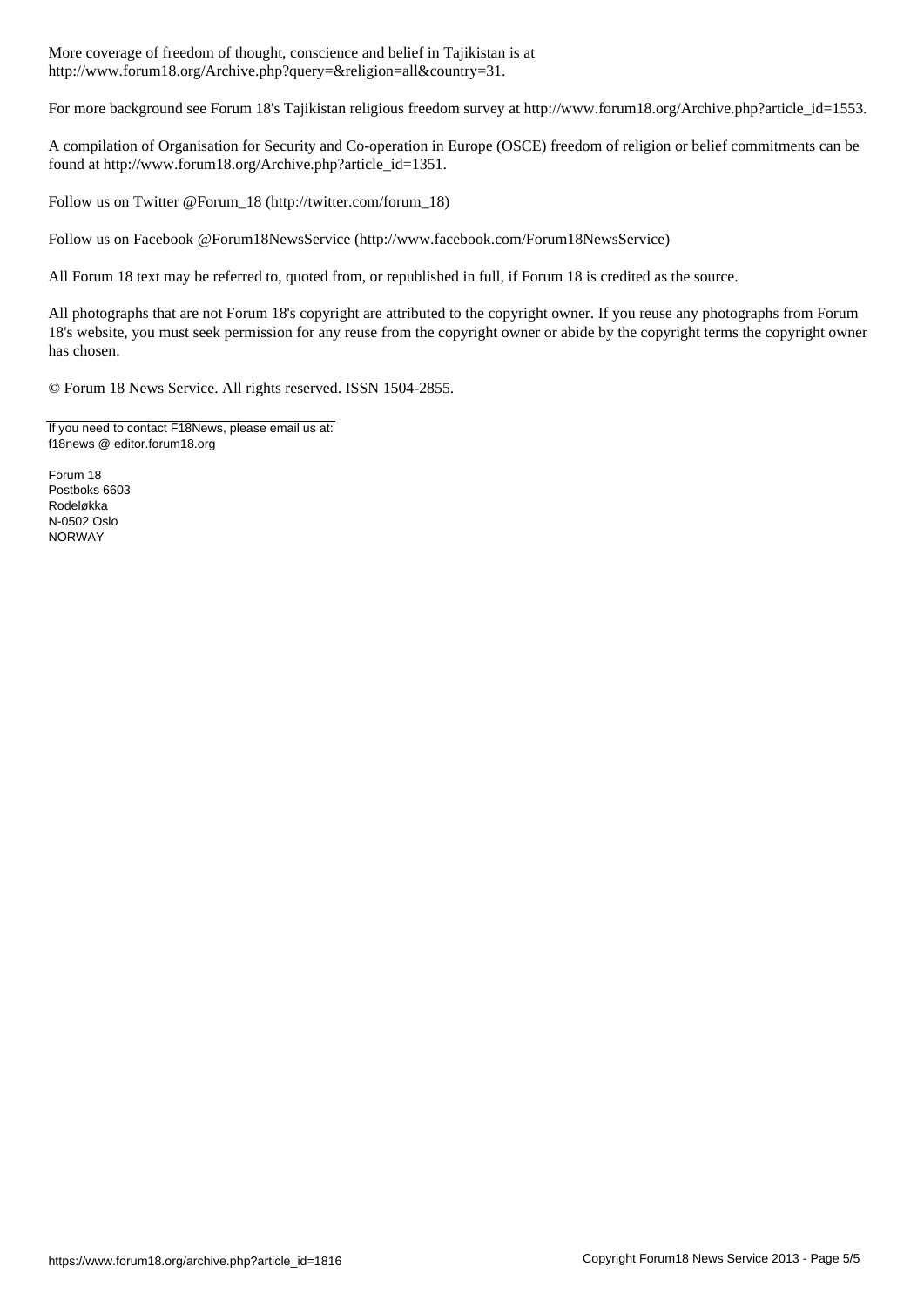More coverage of freedom of thought, conscience and belief in Tajikistan is at http://www.forum18.org/Archive.php?query=&religion=all&country=31.

For more background see Forum 18's Tajikistan religious freedom survey at http://www.forum18.org/Archive.php?article_id=1553.

A compilation of Organisation for Security and Co-operation in Europe (OSCE) freedom of religion or belief commitments can be found at http://www.forum18.org/Archive.php?article_id=1351.

Follow us on Twitter @Forum_18 (http://twitter.com/forum_18)

Follow us on Facebook @Forum18NewsService (http://www.facebook.com/Forum18NewsService)

All Forum 18 text may be referred to, quoted from, or republished in full, if Forum 18 is credited as the source.

All photographs that are not Forum 18's copyright are attributed to the copyright owner. If you reuse any photographs from Forum 18's website, you must seek permission for any reuse from the copyright owner or abide by the copyright terms the copyright owner has chosen.

© Forum 18 News Service. All rights reserved. ISSN 1504-2855.

If you need to contact F18News, please email us at:
f18news @ editor.forum18.org

Forum 18
Postboks 6603
Rodeløkka
N-0502 Oslo
NORWAY